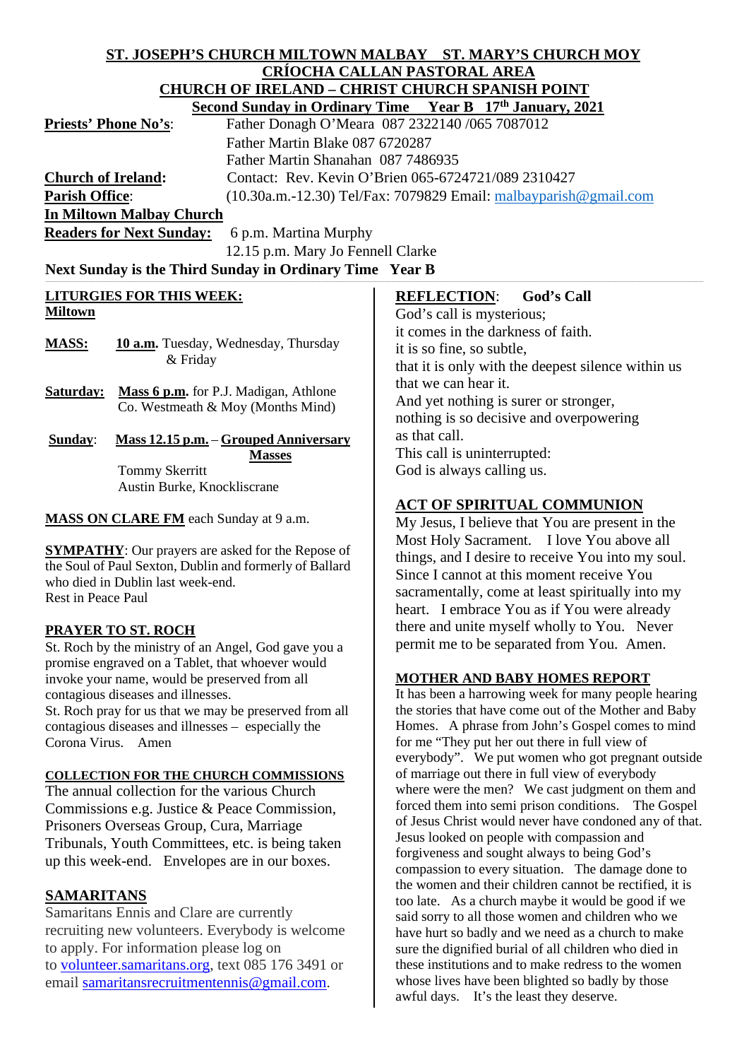**ST. JOSEPH'S CHURCH MILTOWN MALBAY ST. MARY'S CHURCH MOY**
**CRÍOCHA CALLAN PASTORAL AREA**
**CHURCH OF IRELAND – CHRIST CHURCH SPANISH POINT**
**Second Sunday in Ordinary Time Year B 17th January, 2021**

**Priests' Phone No's**: Father Donagh O'Meara 087 2322140 /065 7087012
Father Martin Blake 087 6720287
Father Martin Shanahan 087 7486935

**Church of Ireland:** Contact: Rev. Kevin O'Brien 065-6724721/089 2310427

**Parish Office**: (10.30a.m.-12.30) Tel/Fax: 7079829 Email: malbayparish@gmail.com

**In Miltown Malbay Church**

**Readers for Next Sunday:** 6 p.m. Martina Murphy
12.15 p.m. Mary Jo Fennell Clarke

**Next Sunday is the Third Sunday in Ordinary Time Year B**

## LITURGIES FOR THIS WEEK:

**Miltown**

**MASS:** **10 a.m.** Tuesday, Wednesday, Thursday & Friday

**Saturday:** **Mass 6 p.m.** for P.J. Madigan, Athlone Co. Westmeath & Moy (Months Mind)

**Sunday**: **Mass 12.15 p.m.** – **Grouped Anniversary Masses**
Tommy Skerritt
Austin Burke, Knockliscrane

**MASS ON CLARE FM** each Sunday at 9 a.m.

**SYMPATHY**: Our prayers are asked for the Repose of the Soul of Paul Sexton, Dublin and formerly of Ballard who died in Dublin last week-end.
Rest in Peace Paul

## PRAYER TO ST. ROCH

St. Roch by the ministry of an Angel, God gave you a promise engraved on a Tablet, that whoever would invoke your name, would be preserved from all contagious diseases and illnesses.
St. Roch pray for us that we may be preserved from all contagious diseases and illnesses – especially the Corona Virus. Amen

## COLLECTION FOR THE CHURCH COMMISSIONS

The annual collection for the various Church Commissions e.g. Justice & Peace Commission, Prisoners Overseas Group, Cura, Marriage Tribunals, Youth Committees, etc. is being taken up this week-end. Envelopes are in our boxes.

## SAMARITANS

Samaritans Ennis and Clare are currently recruiting new volunteers. Everybody is welcome to apply. For information please log on to volunteer.samaritans.org, text 085 176 3491 or email samaritansrecruitmentennis@gmail.com.

## REFLECTION: God's Call

God's call is mysterious;
it comes in the darkness of faith.
it is so fine, so subtle,
that it is only with the deepest silence within us
that we can hear it.
And yet nothing is surer or stronger,
nothing is so decisive and overpowering
as that call.
This call is uninterrupted:
God is always calling us.

## ACT OF SPIRITUAL COMMUNION

My Jesus, I believe that You are present in the Most Holy Sacrament. I love You above all things, and I desire to receive You into my soul. Since I cannot at this moment receive You sacramentally, come at least spiritually into my heart. I embrace You as if You were already there and unite myself wholly to You. Never permit me to be separated from You. Amen.

## MOTHER AND BABY HOMES REPORT

It has been a harrowing week for many people hearing the stories that have come out of the Mother and Baby Homes. A phrase from John's Gospel comes to mind for me "They put her out there in full view of everybody". We put women who got pregnant outside of marriage out there in full view of everybody where were the men? We cast judgment on them and forced them into semi prison conditions. The Gospel of Jesus Christ would never have condoned any of that. Jesus looked on people with compassion and forgiveness and sought always to being God's compassion to every situation. The damage done to the women and their children cannot be rectified, it is too late. As a church maybe it would be good if we said sorry to all those women and children who we have hurt so badly and we need as a church to make sure the dignified burial of all children who died in these institutions and to make redress to the women whose lives have been blighted so badly by those awful days. It's the least they deserve.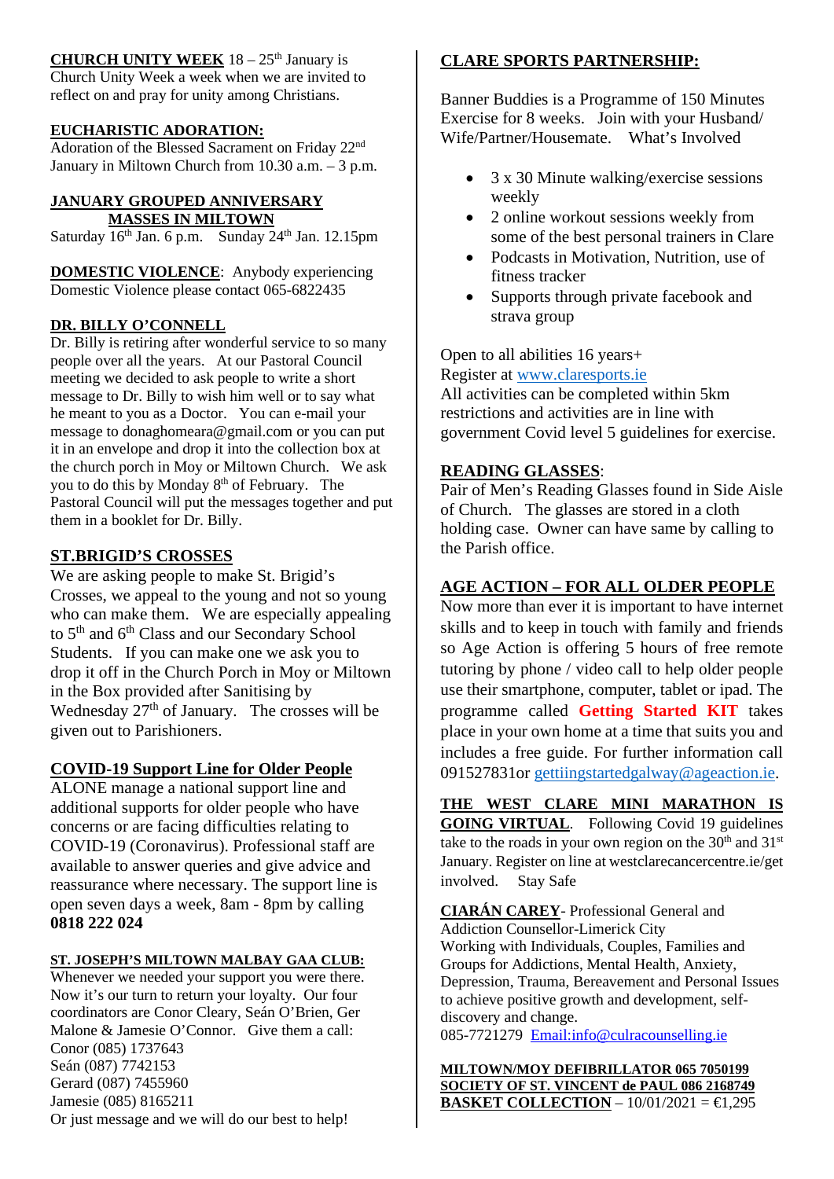**CHURCH UNITY WEEK** 18 – 25th January is Church Unity Week a week when we are invited to reflect on and pray for unity among Christians.

**EUCHARISTIC ADORATION:**
Adoration of the Blessed Sacrament on Friday 22nd January in Miltown Church from 10.30 a.m. – 3 p.m.

**JANUARY GROUPED ANNIVERSARY MASSES IN MILTOWN**
Saturday 16th Jan. 6 p.m. Sunday 24th Jan. 12.15pm

**DOMESTIC VIOLENCE**: Anybody experiencing Domestic Violence please contact 065-6822435

**DR. BILLY O'CONNELL**
Dr. Billy is retiring after wonderful service to so many people over all the years. At our Pastoral Council meeting we decided to ask people to write a short message to Dr. Billy to wish him well or to say what he meant to you as a Doctor. You can e-mail your message to donaghomeara@gmail.com or you can put it in an envelope and drop it into the collection box at the church porch in Moy or Miltown Church. We ask you to do this by Monday 8th of February. The Pastoral Council will put the messages together and put them in a booklet for Dr. Billy.

**ST.BRIGID'S CROSSES**
We are asking people to make St. Brigid's Crosses, we appeal to the young and not so young who can make them. We are especially appealing to 5th and 6th Class and our Secondary School Students. If you can make one we ask you to drop it off in the Church Porch in Moy or Miltown in the Box provided after Sanitising by Wednesday 27th of January. The crosses will be given out to Parishioners.

**COVID-19 Support Line for Older People**
ALONE manage a national support line and additional supports for older people who have concerns or are facing difficulties relating to COVID-19 (Coronavirus). Professional staff are available to answer queries and give advice and reassurance where necessary. The support line is open seven days a week, 8am - 8pm by calling **0818 222 024**

**ST. JOSEPH'S MILTOWN MALBAY GAA CLUB:**
Whenever we needed your support you were there. Now it's our turn to return your loyalty. Our four coordinators are Conor Cleary, Seán O'Brien, Ger Malone & Jamesie O'Connor. Give them a call:
Conor (085) 1737643
Seán (087) 7742153
Gerard (087) 7455960
Jamesie (085) 8165211
Or just message and we will do our best to help!

**CLARE SPORTS PARTNERSHIP:**

Banner Buddies is a Programme of 150 Minutes Exercise for 8 weeks. Join with your Husband/ Wife/Partner/Housemate. What's Involved

- 3 x 30 Minute walking/exercise sessions weekly
- 2 online workout sessions weekly from some of the best personal trainers in Clare
- Podcasts in Motivation, Nutrition, use of fitness tracker
- Supports through private facebook and strava group

Open to all abilities 16 years+
Register at www.claresports.ie
All activities can be completed within 5km restrictions and activities are in line with government Covid level 5 guidelines for exercise.

**READING GLASSES**:
Pair of Men's Reading Glasses found in Side Aisle of Church. The glasses are stored in a cloth holding case. Owner can have same by calling to the Parish office.

**AGE ACTION – FOR ALL OLDER PEOPLE**
Now more than ever it is important to have internet skills and to keep in touch with family and friends so Age Action is offering 5 hours of free remote tutoring by phone / video call to help older people use their smartphone, computer, tablet or ipad. The programme called **Getting Started KIT** takes place in your own home at a time that suits you and includes a free guide. For further information call 091527831or gettiingstartedgalway@ageaction.ie.

**THE WEST CLARE MINI MARATHON IS GOING VIRTUAL**. Following Covid 19 guidelines take to the roads in your own region on the 30th and 31st January. Register on line at westclarecancercentre.ie/get involved. Stay Safe

**CIARÁN CAREY**- Professional General and Addiction Counsellor-Limerick City
Working with Individuals, Couples, Families and Groups for Addictions, Mental Health, Anxiety, Depression, Trauma, Bereavement and Personal Issues to achieve positive growth and development, self-discovery and change.
085-7721279 Email:info@culracounselling.ie

**MILTOWN/MOY DEFIBRILLATOR 065 7050199**
**SOCIETY OF ST. VINCENT de PAUL 086 2168749**
**BASKET COLLECTION** – 10/01/2021 = €1,295